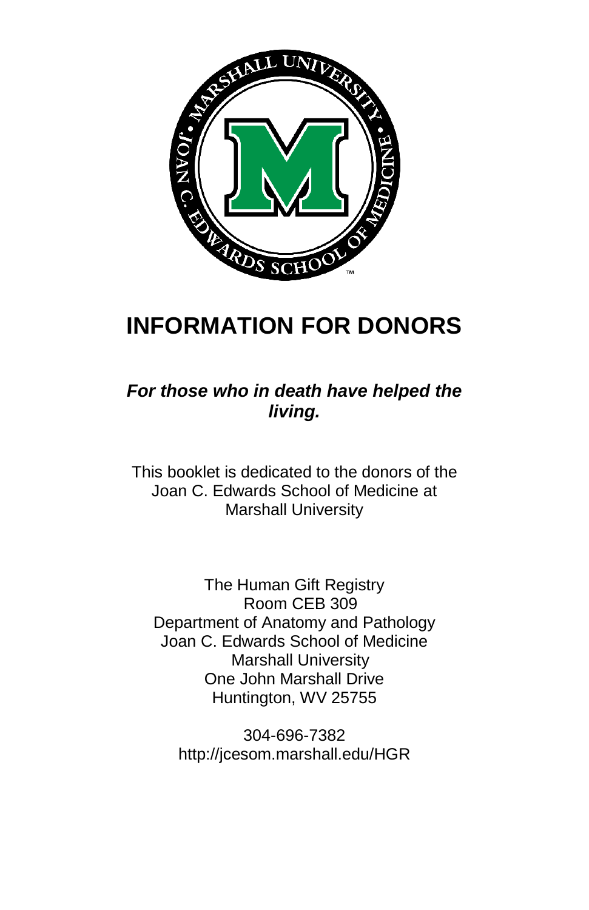# INFORMATION FOR DONORS

***For those who in death have helped the living.***

This booklet is dedicated to the donors of the Joan C. Edwards School of Medicine at Marshall University

The Human Gift Registry
Room CEB 309
Department of Anatomy and Pathology
Joan C. Edwards School of Medicine
Marshall University
One John Marshall Drive
Huntington, WV 25755

304-696-7382
http://jcesom.marshall.edu/HGR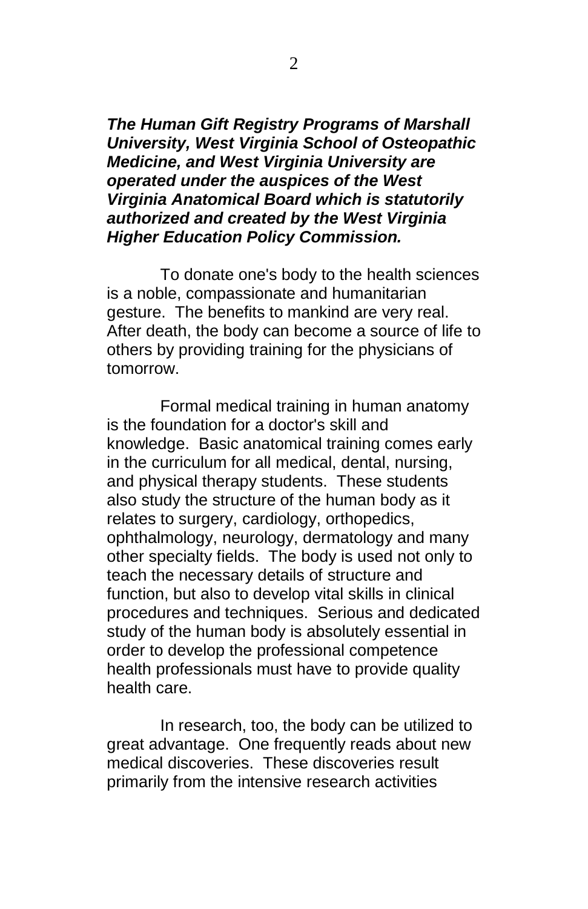***The Human Gift Registry Programs of Marshall University, West Virginia School of Osteopathic Medicine, and West Virginia University are operated under the auspices of the West Virginia Anatomical Board which is statutorily authorized and created by the West Virginia Higher Education Policy Commission.***

To donate one's body to the health sciences is a noble, compassionate and humanitarian gesture. The benefits to mankind are very real. After death, the body can become a source of life to others by providing training for the physicians of tomorrow.

Formal medical training in human anatomy is the foundation for a doctor's skill and knowledge. Basic anatomical training comes early in the curriculum for all medical, dental, nursing, and physical therapy students. These students also study the structure of the human body as it relates to surgery, cardiology, orthopedics, ophthalmology, neurology, dermatology and many other specialty fields. The body is used not only to teach the necessary details of structure and function, but also to develop vital skills in clinical procedures and techniques. Serious and dedicated study of the human body is absolutely essential in order to develop the professional competence health professionals must have to provide quality health care.

In research, too, the body can be utilized to great advantage. One frequently reads about new medical discoveries. These discoveries result primarily from the intensive research activities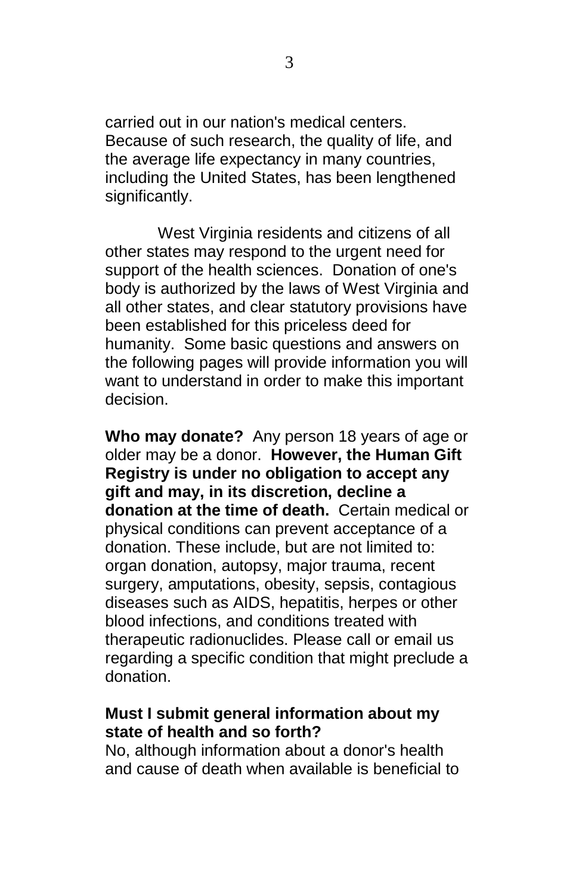carried out in our nation's medical centers. Because of such research, the quality of life, and the average life expectancy in many countries, including the United States, has been lengthened significantly.

West Virginia residents and citizens of all other states may respond to the urgent need for support of the health sciences. Donation of one's body is authorized by the laws of West Virginia and all other states, and clear statutory provisions have been established for this priceless deed for humanity. Some basic questions and answers on the following pages will provide information you will want to understand in order to make this important decision.

**Who may donate?** Any person 18 years of age or older may be a donor. **However, the Human Gift Registry is under no obligation to accept any gift and may, in its discretion, decline a donation at the time of death.** Certain medical or physical conditions can prevent acceptance of a donation. These include, but are not limited to: organ donation, autopsy, major trauma, recent surgery, amputations, obesity, sepsis, contagious diseases such as AIDS, hepatitis, herpes or other blood infections, and conditions treated with therapeutic radionuclides. Please call or email us regarding a specific condition that might preclude a donation.

**Must I submit general information about my state of health and so forth?**
No, although information about a donor's health and cause of death when available is beneficial to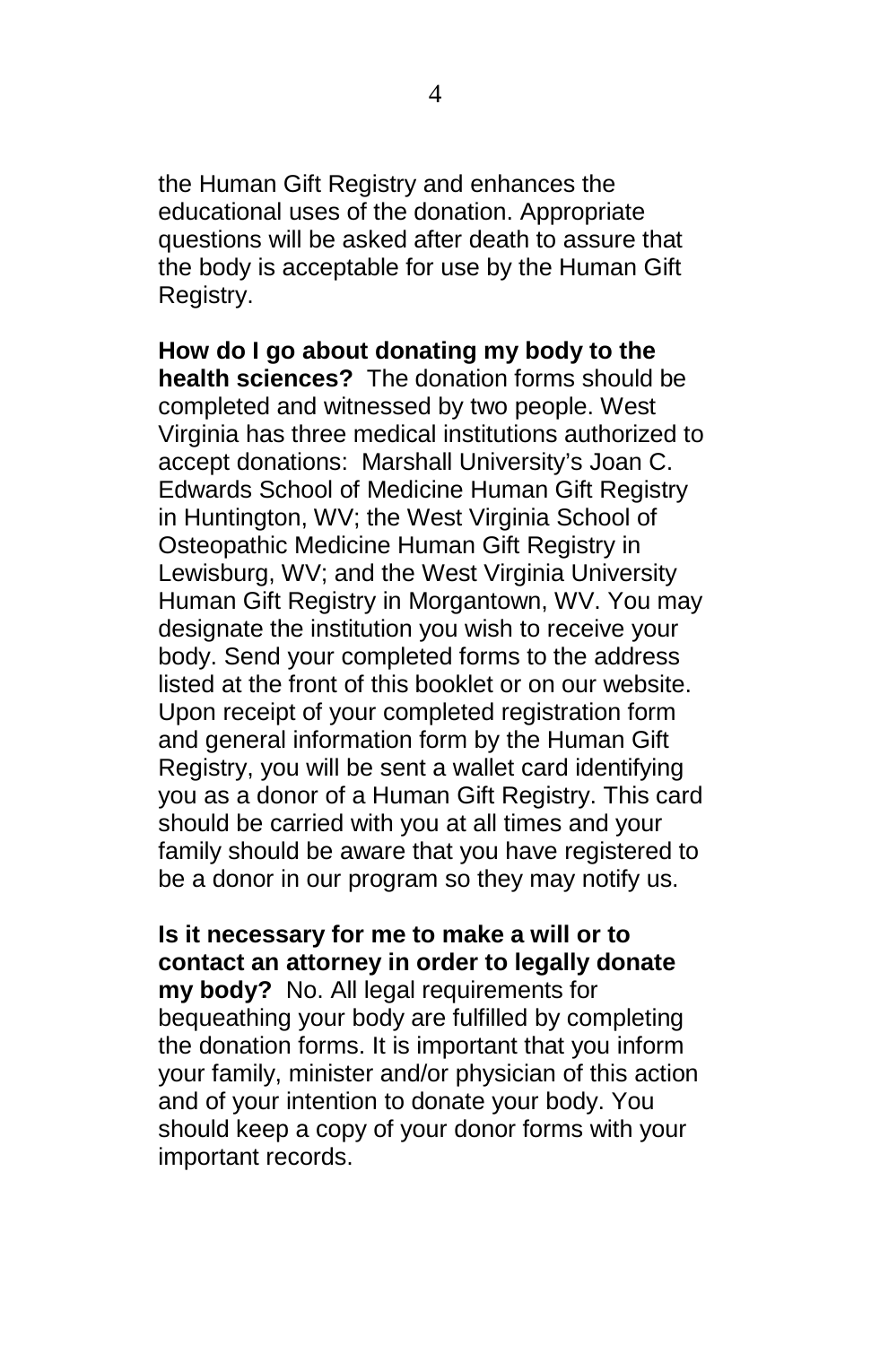the Human Gift Registry and enhances the educational uses of the donation. Appropriate questions will be asked after death to assure that the body is acceptable for use by the Human Gift Registry.

**How do I go about donating my body to the health sciences?** The donation forms should be completed and witnessed by two people. West Virginia has three medical institutions authorized to accept donations: Marshall University's Joan C. Edwards School of Medicine Human Gift Registry in Huntington, WV; the West Virginia School of Osteopathic Medicine Human Gift Registry in Lewisburg, WV; and the West Virginia University Human Gift Registry in Morgantown, WV. You may designate the institution you wish to receive your body. Send your completed forms to the address listed at the front of this booklet or on our website. Upon receipt of your completed registration form and general information form by the Human Gift Registry, you will be sent a wallet card identifying you as a donor of a Human Gift Registry. This card should be carried with you at all times and your family should be aware that you have registered to be a donor in our program so they may notify us.

**Is it necessary for me to make a will or to contact an attorney in order to legally donate my body?** No. All legal requirements for bequeathing your body are fulfilled by completing the donation forms. It is important that you inform your family, minister and/or physician of this action and of your intention to donate your body. You should keep a copy of your donor forms with your important records.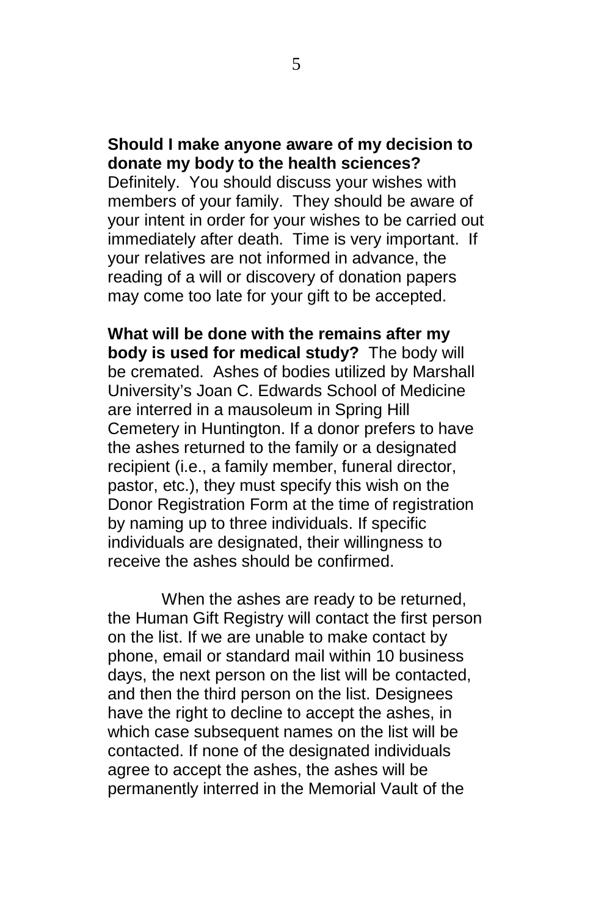**Should I make anyone aware of my decision to donate my body to the health sciences?** Definitely. You should discuss your wishes with members of your family. They should be aware of your intent in order for your wishes to be carried out immediately after death. Time is very important. If your relatives are not informed in advance, the reading of a will or discovery of donation papers may come too late for your gift to be accepted.

**What will be done with the remains after my body is used for medical study?** The body will be cremated. Ashes of bodies utilized by Marshall University's Joan C. Edwards School of Medicine are interred in a mausoleum in Spring Hill Cemetery in Huntington. If a donor prefers to have the ashes returned to the family or a designated recipient (i.e., a family member, funeral director, pastor, etc.), they must specify this wish on the Donor Registration Form at the time of registration by naming up to three individuals. If specific individuals are designated, their willingness to receive the ashes should be confirmed.

When the ashes are ready to be returned, the Human Gift Registry will contact the first person on the list. If we are unable to make contact by phone, email or standard mail within 10 business days, the next person on the list will be contacted, and then the third person on the list. Designees have the right to decline to accept the ashes, in which case subsequent names on the list will be contacted. If none of the designated individuals agree to accept the ashes, the ashes will be permanently interred in the Memorial Vault of the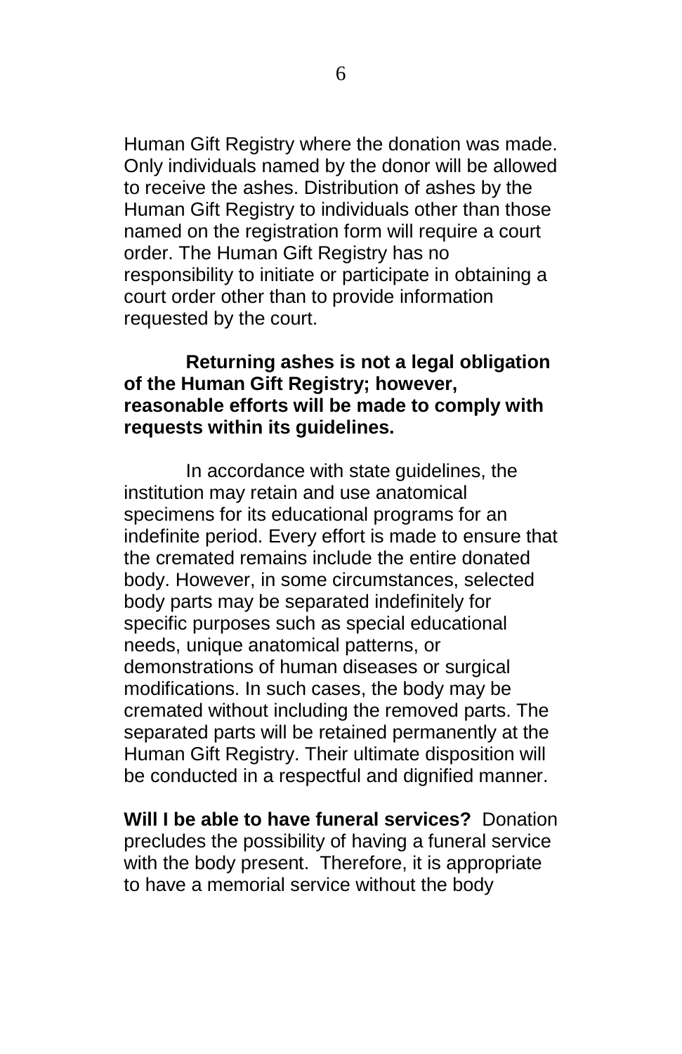Human Gift Registry where the donation was made. Only individuals named by the donor will be allowed to receive the ashes. Distribution of ashes by the Human Gift Registry to individuals other than those named on the registration form will require a court order. The Human Gift Registry has no responsibility to initiate or participate in obtaining a court order other than to provide information requested by the court.

**Returning ashes is not a legal obligation of the Human Gift Registry; however, reasonable efforts will be made to comply with requests within its guidelines.**

In accordance with state guidelines, the institution may retain and use anatomical specimens for its educational programs for an indefinite period. Every effort is made to ensure that the cremated remains include the entire donated body. However, in some circumstances, selected body parts may be separated indefinitely for specific purposes such as special educational needs, unique anatomical patterns, or demonstrations of human diseases or surgical modifications. In such cases, the body may be cremated without including the removed parts. The separated parts will be retained permanently at the Human Gift Registry. Their ultimate disposition will be conducted in a respectful and dignified manner.

**Will I be able to have funeral services?** Donation precludes the possibility of having a funeral service with the body present. Therefore, it is appropriate to have a memorial service without the body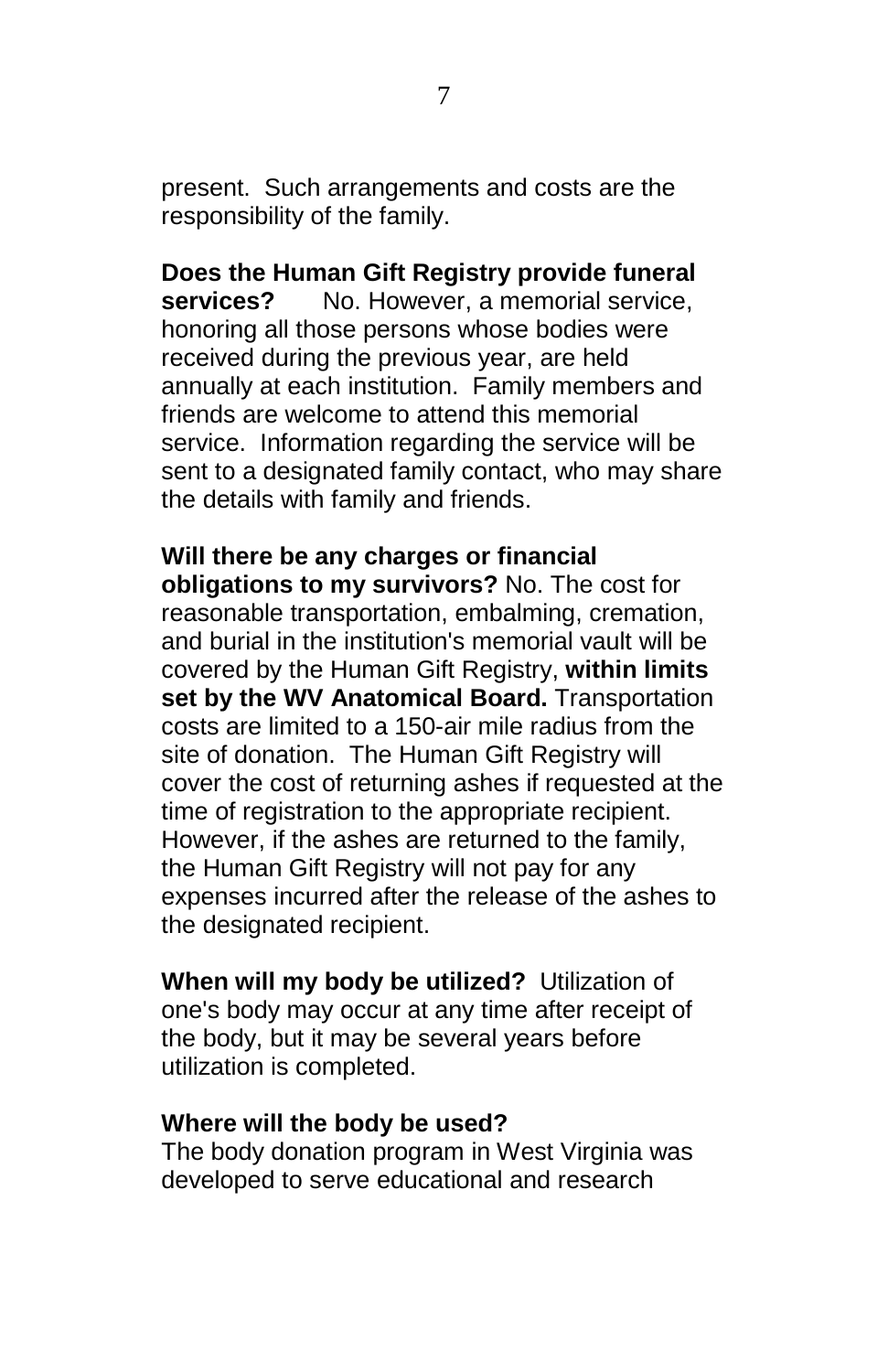present. Such arrangements and costs are the responsibility of the family.

**Does the Human Gift Registry provide funeral services?** No. However, a memorial service, honoring all those persons whose bodies were received during the previous year, are held annually at each institution. Family members and friends are welcome to attend this memorial service. Information regarding the service will be sent to a designated family contact, who may share the details with family and friends.

**Will there be any charges or financial obligations to my survivors?** No. The cost for reasonable transportation, embalming, cremation, and burial in the institution's memorial vault will be covered by the Human Gift Registry, **within limits set by the WV Anatomical Board.** Transportation costs are limited to a 150-air mile radius from the site of donation. The Human Gift Registry will cover the cost of returning ashes if requested at the time of registration to the appropriate recipient. However, if the ashes are returned to the family, the Human Gift Registry will not pay for any expenses incurred after the release of the ashes to the designated recipient.

**When will my body be utilized?** Utilization of one's body may occur at any time after receipt of the body, but it may be several years before utilization is completed.

**Where will the body be used?**
The body donation program in West Virginia was developed to serve educational and research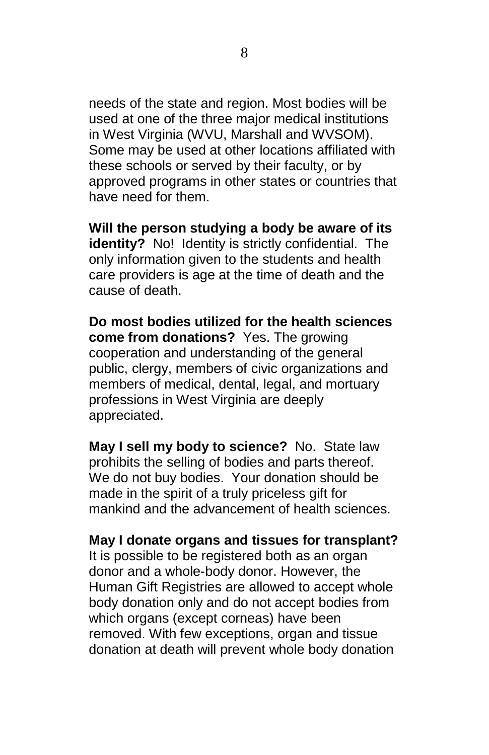needs of the state and region. Most bodies will be used at one of the three major medical institutions in West Virginia (WVU, Marshall and WVSOM). Some may be used at other locations affiliated with these schools or served by their faculty, or by approved programs in other states or countries that have need for them.

**Will the person studying a body be aware of its identity?** No! Identity is strictly confidential. The only information given to the students and health care providers is age at the time of death and the cause of death.

**Do most bodies utilized for the health sciences come from donations?** Yes. The growing cooperation and understanding of the general public, clergy, members of civic organizations and members of medical, dental, legal, and mortuary professions in West Virginia are deeply appreciated.

**May I sell my body to science?** No. State law prohibits the selling of bodies and parts thereof. We do not buy bodies. Your donation should be made in the spirit of a truly priceless gift for mankind and the advancement of health sciences.

**May I donate organs and tissues for transplant?** It is possible to be registered both as an organ donor and a whole-body donor. However, the Human Gift Registries are allowed to accept whole body donation only and do not accept bodies from which organs (except corneas) have been removed. With few exceptions, organ and tissue donation at death will prevent whole body donation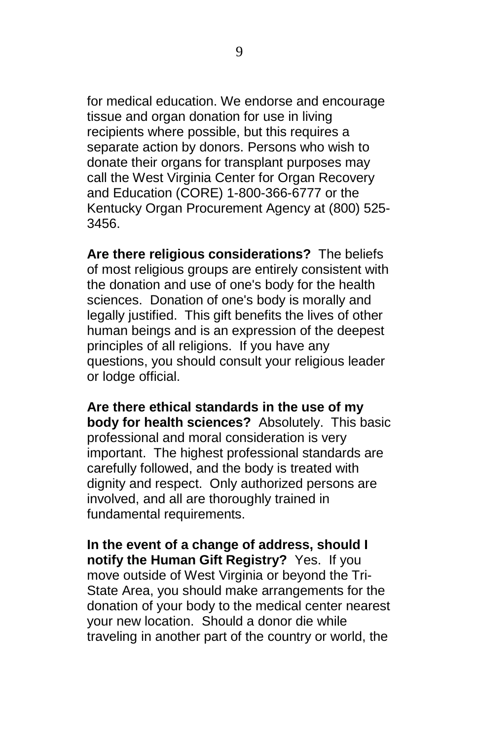for medical education. We endorse and encourage tissue and organ donation for use in living recipients where possible, but this requires a separate action by donors. Persons who wish to donate their organs for transplant purposes may call the West Virginia Center for Organ Recovery and Education (CORE) 1-800-366-6777 or the Kentucky Organ Procurement Agency at (800) 525-3456.

**Are there religious considerations?** The beliefs of most religious groups are entirely consistent with the donation and use of one's body for the health sciences. Donation of one's body is morally and legally justified. This gift benefits the lives of other human beings and is an expression of the deepest principles of all religions. If you have any questions, you should consult your religious leader or lodge official.

**Are there ethical standards in the use of my body for health sciences?** Absolutely. This basic professional and moral consideration is very important. The highest professional standards are carefully followed, and the body is treated with dignity and respect. Only authorized persons are involved, and all are thoroughly trained in fundamental requirements.

**In the event of a change of address, should I notify the Human Gift Registry?** Yes. If you move outside of West Virginia or beyond the Tri-State Area, you should make arrangements for the donation of your body to the medical center nearest your new location. Should a donor die while traveling in another part of the country or world, the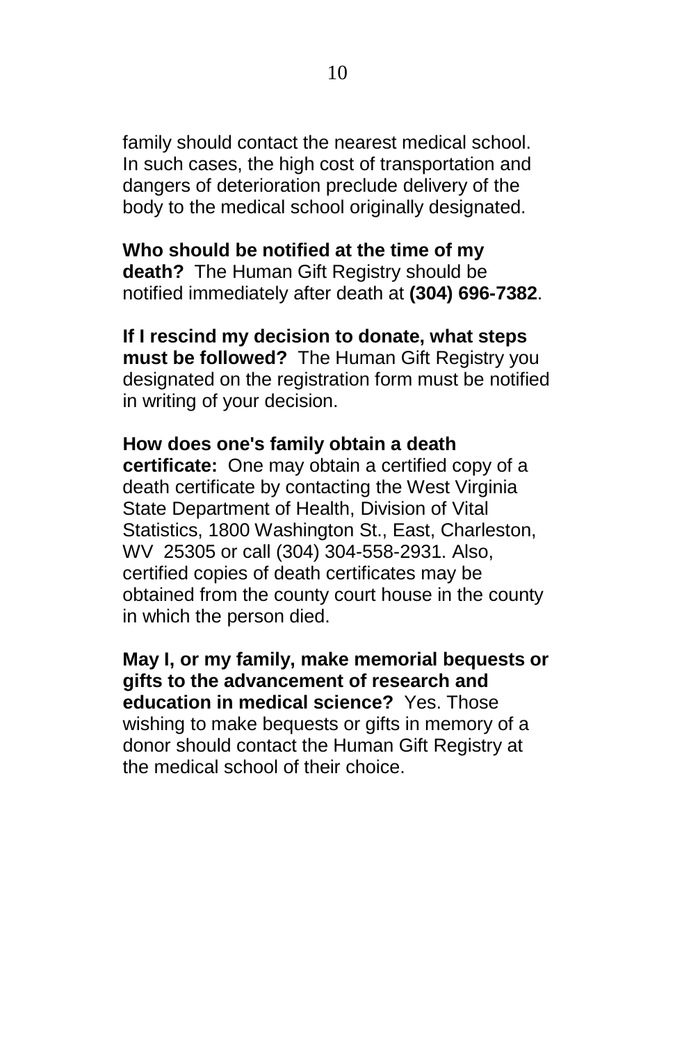family should contact the nearest medical school. In such cases, the high cost of transportation and dangers of deterioration preclude delivery of the body to the medical school originally designated.

**Who should be notified at the time of my death?** The Human Gift Registry should be notified immediately after death at **(304) 696-7382**.

**If I rescind my decision to donate, what steps must be followed?** The Human Gift Registry you designated on the registration form must be notified in writing of your decision.

**How does one's family obtain a death certificate:** One may obtain a certified copy of a death certificate by contacting the West Virginia State Department of Health, Division of Vital Statistics, 1800 Washington St., East, Charleston, WV 25305 or call (304) 304-558-2931. Also, certified copies of death certificates may be obtained from the county court house in the county in which the person died.

**May I, or my family, make memorial bequests or gifts to the advancement of research and education in medical science?** Yes. Those wishing to make bequests or gifts in memory of a donor should contact the Human Gift Registry at the medical school of their choice.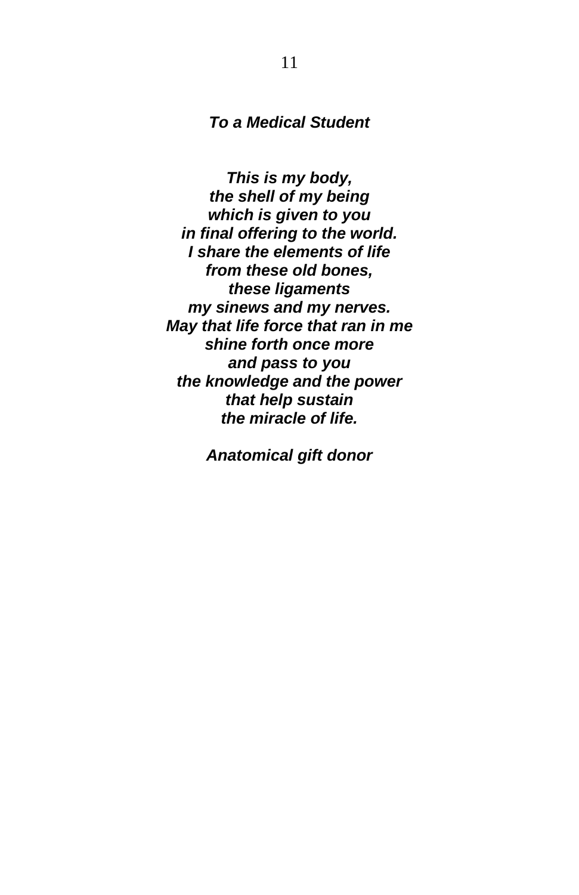***To a Medical Student***

***This is my body,***
***the shell of my being***
***which is given to you***
***in final offering to the world.***
***I share the elements of life***
***from these old bones,***
***these ligaments***
***my sinews and my nerves.***
***May that life force that ran in me***
***shine forth once more***
***and pass to you***
***the knowledge and the power***
***that help sustain***
***the miracle of life.***

***Anatomical gift donor***